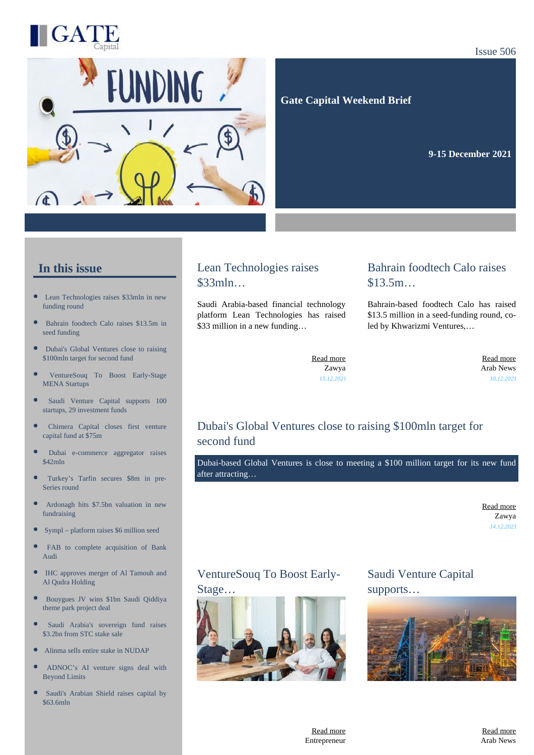GATE Capital

Issue 506

**Gate Capital Weekend Brief**

**9-15 December 2021**

## In this issue

- Lean Technologies raises $33mln in new funding round
- Bahrain foodtech Calo raises $13.5m in seed funding
- Dubai's Global Ventures close to raising $100mln target for second fund
- VentureSouq To Boost Early-Stage MENA Startups
- Saudi Venture Capital supports 100 startups, 29 investment funds
- Chimera Capital closes first venture capital fund at $75m
- Dubai e-commerce aggregator raises $42mln
- Turkey's Tarfin secures $8m in pre-Series round
- Ardonagh hits $7.5bn valuation in new fundraising
- Sympl – platform raises $6 million seed
- FAB to complete acquisition of Bank Audi
- IHC approves merger of Al Tamouh and Al Qudra Holding
- Bouygues JV wins $1bn Saudi Qiddiya theme park project deal
- Saudi Arabia's sovereign fund raises $3.2bn from STC stake sale
- Alinma sells entire stake in NUDAP
- ADNOC's AI venture signs deal with Beyond Limits
- Saudi's Arabian Shield raises capital by $63.6mln

## Lean Technologies raises $33mln…

Saudi Arabia-based financial technology platform Lean Technologies has raised $33 million in a new funding…

Read more
Zawya
*15.12.2021*

## Bahrain foodtech Calo raises $13.5m…

Bahrain-based foodtech Calo has raised $13.5 million in a seed-funding round, co-led by Khwarizmi Ventures,…

Read more
Arab News
*10.12.2021*

## Dubai's Global Ventures close to raising $100mln target for second fund

Dubai-based Global Ventures is close to meeting a $100 million target for its new fund after attracting…

Read more
Zawya
*14.12.2021*

## VentureSouq To Boost Early-Stage…

Read more
Entrepreneur

## Saudi Venture Capital supports…

Read more
Arab News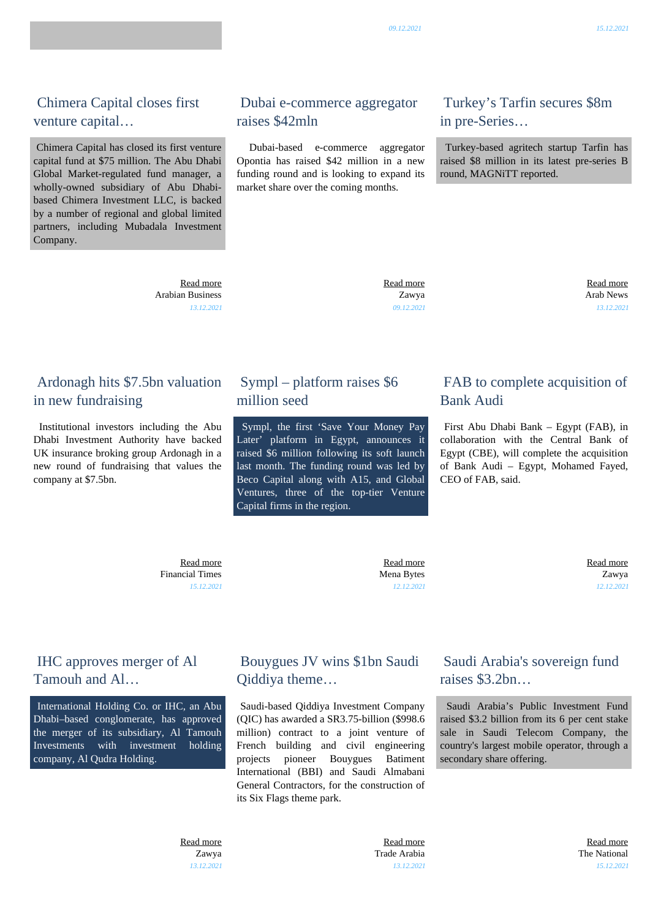09.12.2021

15.12.2021

## Chimera Capital closes first venture capital…

Chimera Capital has closed its first venture capital fund at $75 million. The Abu Dhabi Global Market-regulated fund manager, a wholly-owned subsidiary of Abu Dhabi-based Chimera Investment LLC, is backed by a number of regional and global limited partners, including Mubadala Investment Company.

Read more
Arabian Business
13.12.2021

## Dubai e-commerce aggregator raises $42mln

Dubai-based e-commerce aggregator Opontia has raised $42 million in a new funding round and is looking to expand its market share over the coming months.

Read more
Zawya
09.12.2021

## Turkey’s Tarfin secures $8m in pre-Series…

Turkey-based agritech startup Tarfin has raised $8 million in its latest pre-series B round, MAGNiTT reported.

Read more
Arab News
13.12.2021

## Ardonagh hits $7.5bn valuation in new fundraising

Institutional investors including the Abu Dhabi Investment Authority have backed UK insurance broking group Ardonagh in a new round of fundraising that values the company at $7.5bn.

Read more
Financial Times
15.12.2021

## Sympl – platform raises $6 million seed

Sympl, the first ‘Save Your Money Pay Later’ platform in Egypt, announces it raised $6 million following its soft launch last month. The funding round was led by Beco Capital along with A15, and Global Ventures, three of the top-tier Venture Capital firms in the region.

Read more
Mena Bytes
12.12.2021

## FAB to complete acquisition of Bank Audi

First Abu Dhabi Bank – Egypt (FAB), in collaboration with the Central Bank of Egypt (CBE), will complete the acquisition of Bank Audi – Egypt, Mohamed Fayed, CEO of FAB, said.

Read more
Zawya
12.12.2021

## IHC approves merger of Al Tamouh and Al…

International Holding Co. or IHC, an Abu Dhabi–based conglomerate, has approved the merger of its subsidiary, Al Tamouh Investments with investment holding company, Al Qudra Holding.

Read more
Zawya
13.12.2021

## Bouygues JV wins $1bn Saudi Qiddiya theme…

Saudi-based Qiddiya Investment Company (QIC) has awarded a SR3.75-billion ($998.6 million) contract to a joint venture of French building and civil engineering projects pioneer Bouygues Batiment International (BBI) and Saudi Almabani General Contractors, for the construction of its Six Flags theme park.

Read more
Trade Arabia
13.12.2021

## Saudi Arabia's sovereign fund raises $3.2bn…

Saudi Arabia’s Public Investment Fund raised $3.2 billion from its 6 per cent stake sale in Saudi Telecom Company, the country's largest mobile operator, through a secondary share offering.

Read more
The National
15.12.2021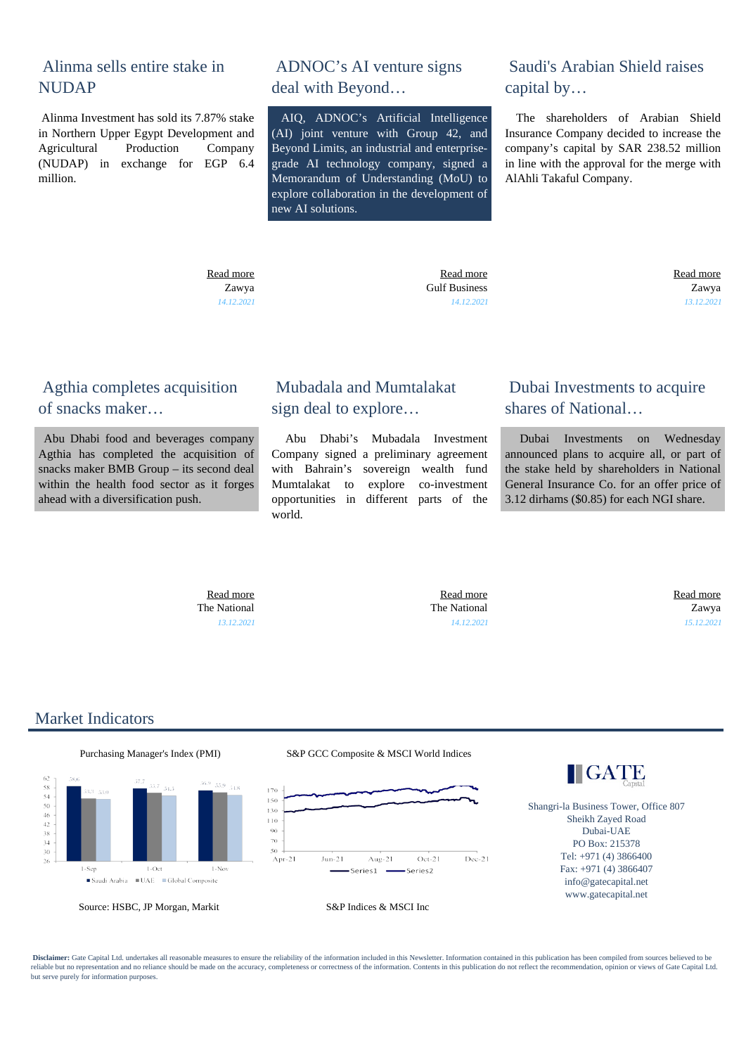## Alinma sells entire stake in NUDAP

Alinma Investment has sold its 7.87% stake in Northern Upper Egypt Development and Agricultural Production Company (NUDAP) in exchange for EGP 6.4 million.

Read more
Zawya
*14.12.2021*

## ADNOC's AI venture signs deal with Beyond…

AIQ, ADNOC's Artificial Intelligence (AI) joint venture with Group 42, and Beyond Limits, an industrial and enterprise-grade AI technology company, signed a Memorandum of Understanding (MoU) to explore collaboration in the development of new AI solutions.

Read more
Gulf Business
*14.12.2021*

## Saudi's Arabian Shield raises capital by…

The shareholders of Arabian Shield Insurance Company decided to increase the company's capital by SAR 238.52 million in line with the approval for the merge with AlAhli Takaful Company.

Read more
Zawya
*13.12.2021*

## Agthia completes acquisition of snacks maker…

Abu Dhabi food and beverages company Agthia has completed the acquisition of snacks maker BMB Group – its second deal within the health food sector as it forges ahead with a diversification push.

Read more
The National
*13.12.2021*

## Mubadala and Mumtalakat sign deal to explore…

Abu Dhabi's Mubadala Investment Company signed a preliminary agreement with Bahrain's sovereign wealth fund Mumtalakat to explore co-investment opportunities in different parts of the world.

Read more
The National
*14.12.2021*

## Dubai Investments to acquire shares of National…

Dubai Investments on Wednesday announced plans to acquire all, or part of the stake held by shareholders in National General Insurance Co. for an offer price of 3.12 dirhams ($0.85) for each NGI share.

Read more
Zawya
*15.12.2021*

## Market Indicators

Purchasing Manager's Index (PMI)

62
58
54
50
46
42
38
34
30
26

58.6 53.3 53.0
57.7 55.7 54.3
56.9 55.9 54.8

1-Sep 1-Oct 1-Nov

Saudi Arabia UAE Global Composite

Source: HSBC, JP Morgan, Markit

S&P GCC Composite & MSCI World Indices

170
150
130
110
90
70
50

Apr-21 Jun-21 Aug-21 Oct-21 Dec-21

Series1 Series2

S&P Indices & MSCI Inc

GATE Capital

Shangri-la Business Tower, Office 807
Sheikh Zayed Road
Dubai-UAE
PO Box: 215378
Tel: +971 (4) 3866400
Fax: +971 (4) 3866407
info@gatecapital.net
www.gatecapital.net

**Disclaimer:** Gate Capital Ltd. undertakes all reasonable measures to ensure the reliability of the information included in this Newsletter. Information contained in this publication has been compiled from sources believed to be reliable but no representation and no reliance should be made on the accuracy, completeness or correctness of the information. Contents in this publication do not reflect the recommendation, opinion or views of Gate Capital Ltd. but serve purely for information purposes.